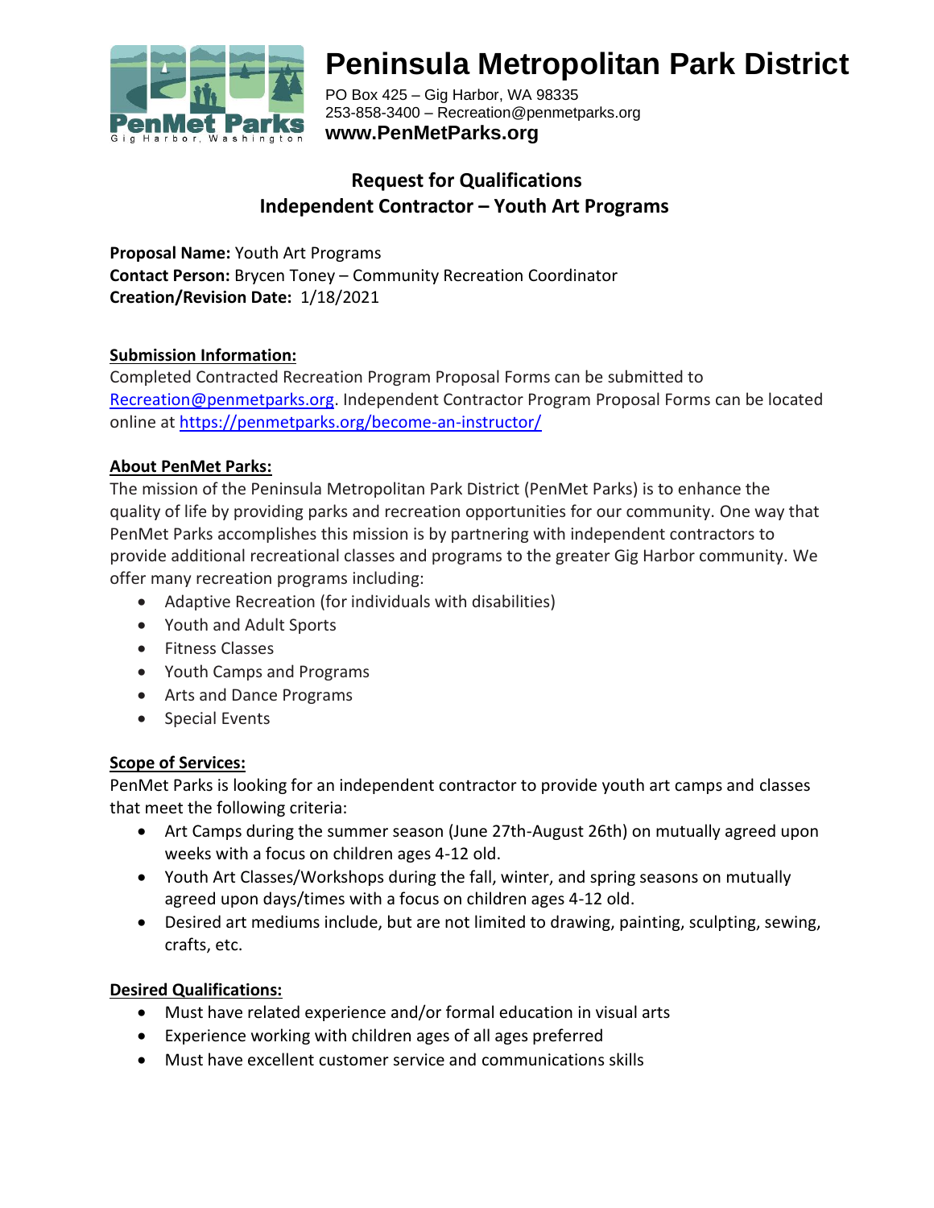# Peninsula Metropolitan Park District

PO Box 425 – Gig Harbor, WA 98335
253-858-3400 – Recreation@penmetparks.org
**www.PenMetParks.org**

## Request for Qualifications
## Independent Contractor – Youth Art Programs

**Proposal Name:** Youth Art Programs
**Contact Person:** Brycen Toney – Community Recreation Coordinator
**Creation/Revision Date:** 1/18/2021

### Submission Information:

Completed Contracted Recreation Program Proposal Forms can be submitted to Recreation@penmetparks.org. Independent Contractor Program Proposal Forms can be located online at https://penmetparks.org/become-an-instructor/

### About PenMet Parks:

The mission of the Peninsula Metropolitan Park District (PenMet Parks) is to enhance the quality of life by providing parks and recreation opportunities for our community. One way that PenMet Parks accomplishes this mission is by partnering with independent contractors to provide additional recreational classes and programs to the greater Gig Harbor community. We offer many recreation programs including:

- Adaptive Recreation (for individuals with disabilities)
- Youth and Adult Sports
- Fitness Classes
- Youth Camps and Programs
- Arts and Dance Programs
- Special Events

### Scope of Services:

PenMet Parks is looking for an independent contractor to provide youth art camps and classes that meet the following criteria:

- Art Camps during the summer season (June 27th-August 26th) on mutually agreed upon weeks with a focus on children ages 4-12 old.
- Youth Art Classes/Workshops during the fall, winter, and spring seasons on mutually agreed upon days/times with a focus on children ages 4-12 old.
- Desired art mediums include, but are not limited to drawing, painting, sculpting, sewing, crafts, etc.

### Desired Qualifications:

- Must have related experience and/or formal education in visual arts
- Experience working with children ages of all ages preferred
- Must have excellent customer service and communications skills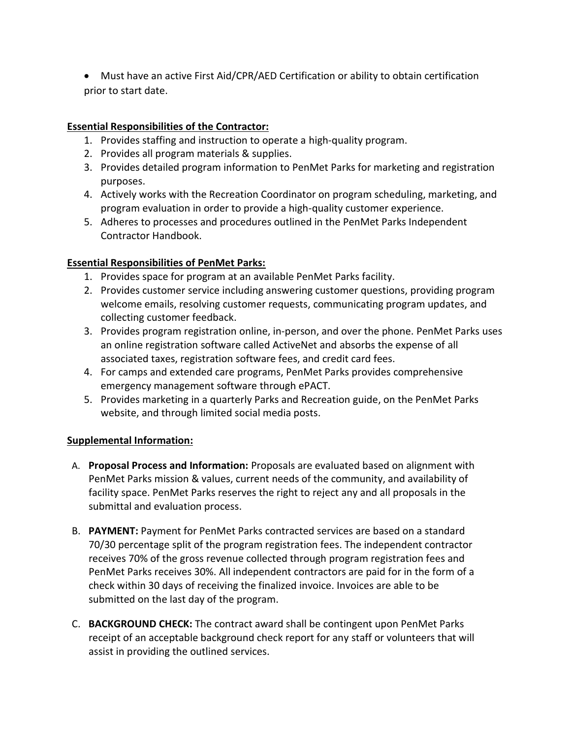- Must have an active First Aid/CPR/AED Certification or ability to obtain certification prior to start date.

**Essential Responsibilities of the Contractor:**

1. Provides staffing and instruction to operate a high-quality program.
2. Provides all program materials & supplies.
3. Provides detailed program information to PenMet Parks for marketing and registration purposes.
4. Actively works with the Recreation Coordinator on program scheduling, marketing, and program evaluation in order to provide a high-quality customer experience.
5. Adheres to processes and procedures outlined in the PenMet Parks Independent Contractor Handbook.

**Essential Responsibilities of PenMet Parks:**

1. Provides space for program at an available PenMet Parks facility.
2. Provides customer service including answering customer questions, providing program welcome emails, resolving customer requests, communicating program updates, and collecting customer feedback.
3. Provides program registration online, in-person, and over the phone. PenMet Parks uses an online registration software called ActiveNet and absorbs the expense of all associated taxes, registration software fees, and credit card fees.
4. For camps and extended care programs, PenMet Parks provides comprehensive emergency management software through ePACT.
5. Provides marketing in a quarterly Parks and Recreation guide, on the PenMet Parks website, and through limited social media posts.

**Supplemental Information:**

A. **Proposal Process and Information:** Proposals are evaluated based on alignment with PenMet Parks mission & values, current needs of the community, and availability of facility space. PenMet Parks reserves the right to reject any and all proposals in the submittal and evaluation process.

B. **PAYMENT:** Payment for PenMet Parks contracted services are based on a standard 70/30 percentage split of the program registration fees. The independent contractor receives 70% of the gross revenue collected through program registration fees and PenMet Parks receives 30%. All independent contractors are paid for in the form of a check within 30 days of receiving the finalized invoice. Invoices are able to be submitted on the last day of the program.

C. **BACKGROUND CHECK:** The contract award shall be contingent upon PenMet Parks receipt of an acceptable background check report for any staff or volunteers that will assist in providing the outlined services.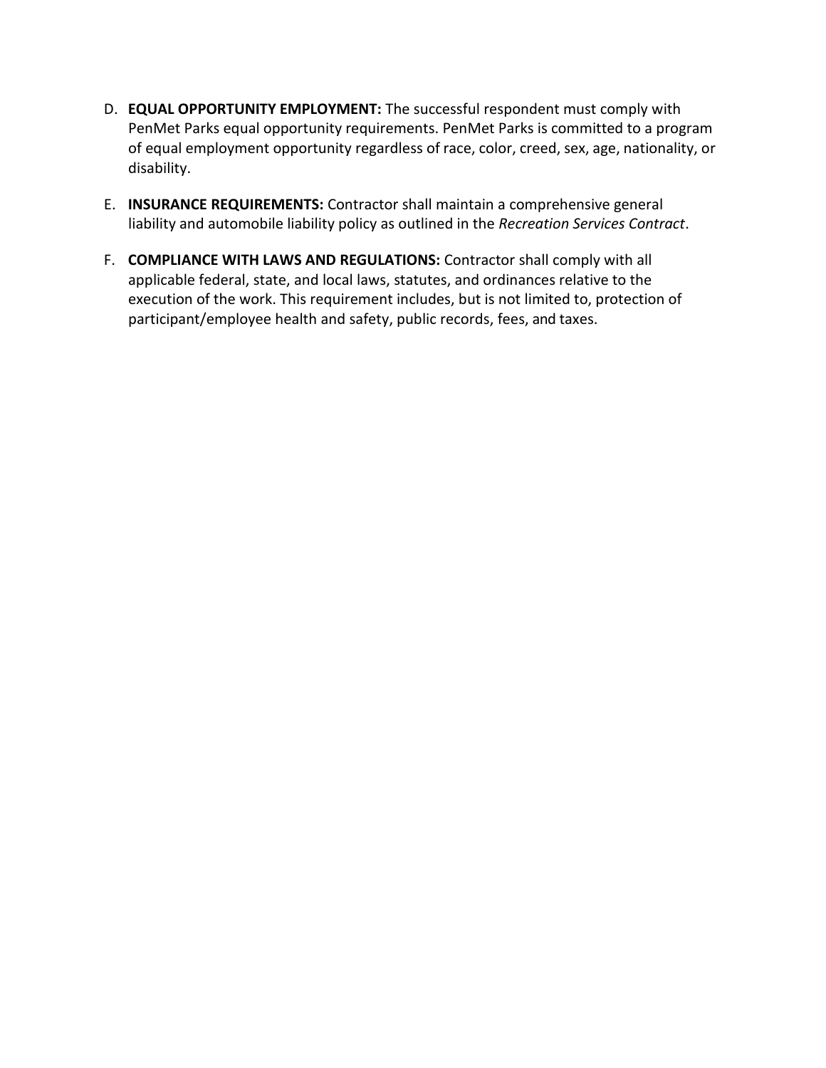D. **EQUAL OPPORTUNITY EMPLOYMENT:** The successful respondent must comply with PenMet Parks equal opportunity requirements. PenMet Parks is committed to a program of equal employment opportunity regardless of race, color, creed, sex, age, nationality, or disability.

E. **INSURANCE REQUIREMENTS:** Contractor shall maintain a comprehensive general liability and automobile liability policy as outlined in the *Recreation Services Contract*.

F. **COMPLIANCE WITH LAWS AND REGULATIONS:** Contractor shall comply with all applicable federal, state, and local laws, statutes, and ordinances relative to the execution of the work. This requirement includes, but is not limited to, protection of participant/employee health and safety, public records, fees, and taxes.